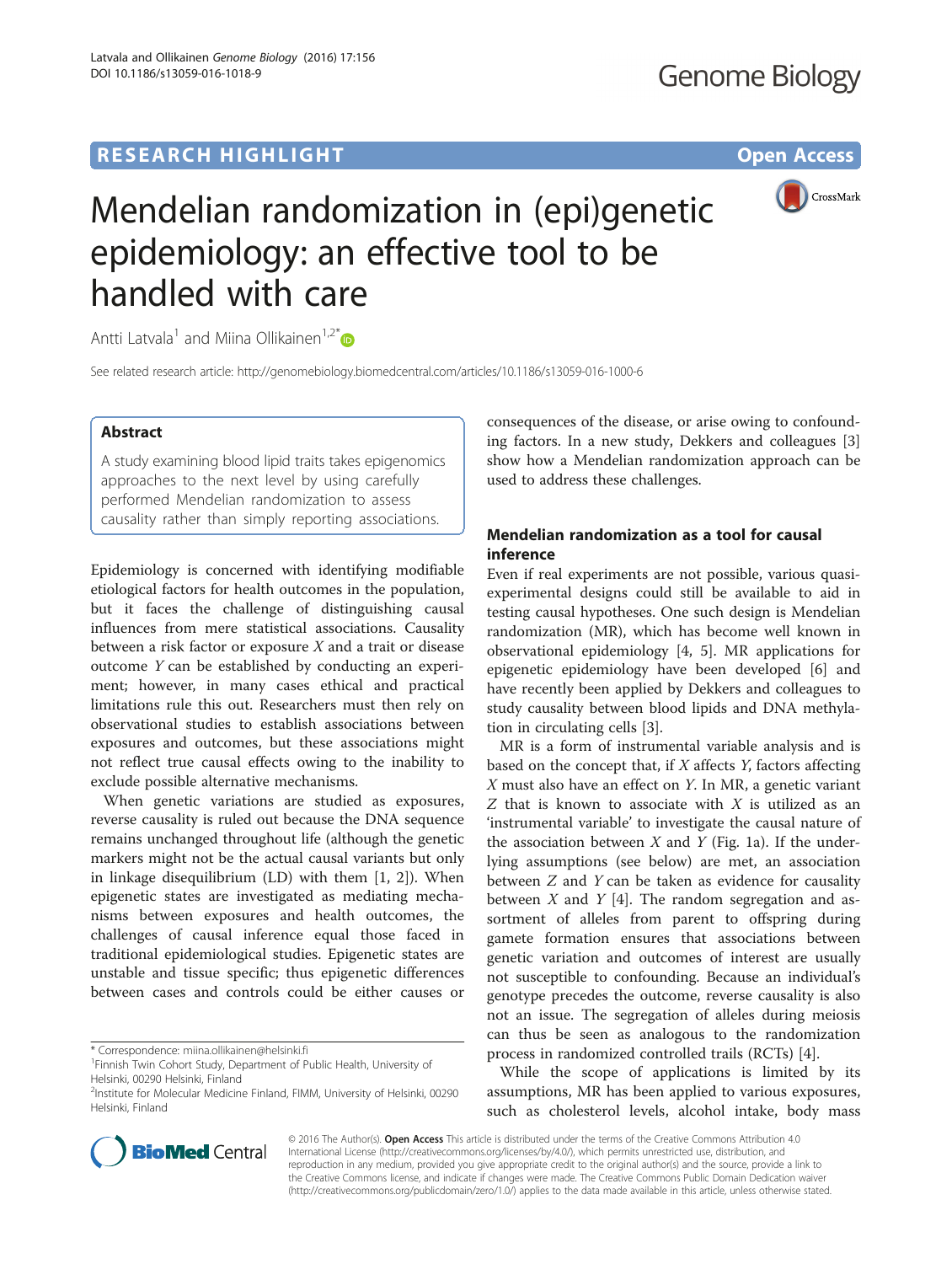# Mendelian randomization in (epi)genetic epidemiology: an effective tool to be handled with care

Antti Latvala[1] and Miina Ollikainen[1,2*]

See related research article: http://genomebiology.biomedcentral.com/articles/10.1186/s13059-016-1000-6

## Abstract

A study examining blood lipid traits takes epigenomics approaches to the next level by using carefully performed Mendelian randomization to assess causality rather than simply reporting associations.

Epidemiology is concerned with identifying modifiable etiological factors for health outcomes in the population, but it faces the challenge of distinguishing causal influences from mere statistical associations. Causality between a risk factor or exposure $X$ and a trait or disease outcome $Y$ can be established by conducting an experiment; however, in many cases ethical and practical limitations rule this out. Researchers must then rely on observational studies to establish associations between exposures and outcomes, but these associations might not reflect true causal effects owing to the inability to exclude possible alternative mechanisms.

When genetic variations are studied as exposures, reverse causality is ruled out because the DNA sequence remains unchanged throughout life (although the genetic markers might not be the actual causal variants but only in linkage disequilibrium (LD) with them [1, 2]). When epigenetic states are investigated as mediating mechanisms between exposures and health outcomes, the challenges of causal inference equal those faced in traditional epidemiological studies. Epigenetic states are unstable and tissue specific; thus epigenetic differences between cases and controls could be either causes or consequences of the disease, or arise owing to confounding factors. In a new study, Dekkers and colleagues [3] show how a Mendelian randomization approach can be used to address these challenges.

## Mendelian randomization as a tool for causal inference

Even if real experiments are not possible, various quasi-experimental designs could still be available to aid in testing causal hypotheses. One such design is Mendelian randomization (MR), which has become well known in observational epidemiology [4, 5]. MR applications for epigenetic epidemiology have been developed [6] and have recently been applied by Dekkers and colleagues to study causality between blood lipids and DNA methylation in circulating cells [3].

MR is a form of instrumental variable analysis and is based on the concept that, if $X$ affects $Y$, factors affecting $X$ must also have an effect on $Y$. In MR, a genetic variant $Z$ that is known to associate with $X$ is utilized as an 'instrumental variable' to investigate the causal nature of the association between $X$ and $Y$ (Fig. 1a). If the underlying assumptions (see below) are met, an association between $Z$ and $Y$ can be taken as evidence for causality between $X$ and $Y$ [4]. The random segregation and assortment of alleles from parent to offspring during gamete formation ensures that associations between genetic variation and outcomes of interest are usually not susceptible to confounding. Because an individual's genotype precedes the outcome, reverse causality is also not an issue. The segregation of alleles during meiosis can thus be seen as analogous to the randomization process in randomized controlled trails (RCTs) [4].

While the scope of applications is limited by its assumptions, MR has been applied to various exposures, such as cholesterol levels, alcohol intake, body mass

\* Correspondence: miina.ollikainen@helsinki.fi
[1]Finnish Twin Cohort Study, Department of Public Health, University of Helsinki, 00290 Helsinki, Finland
[2]Institute for Molecular Medicine Finland, FIMM, University of Helsinki, 00290 Helsinki, Finland

© 2016 The Author(s). **Open Access** This article is distributed under the terms of the Creative Commons Attribution 4.0 International License (http://creativecommons.org/licenses/by/4.0/), which permits unrestricted use, distribution, and reproduction in any medium, provided you give appropriate credit to the original author(s) and the source, provide a link to the Creative Commons license, and indicate if changes were made. The Creative Commons Public Domain Dedication waiver (http://creativecommons.org/publicdomain/zero/1.0/) applies to the data made available in this article, unless otherwise stated.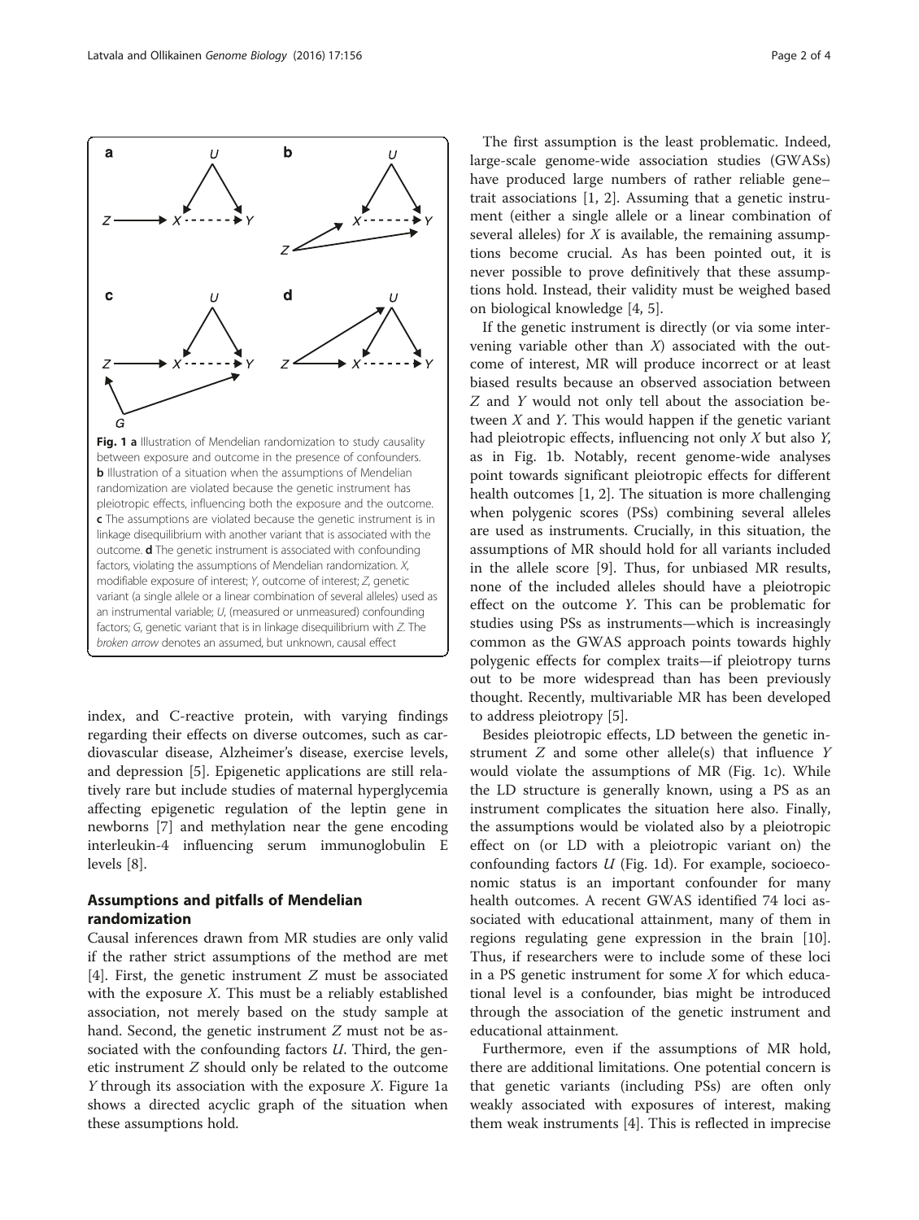Z → X - - - → Y, U → X, U → Y

**Fig. 1 a** Illustration of Mendelian randomization to study causality between exposure and outcome in the presence of confounders. **b** Illustration of a situation when the assumptions of Mendelian randomization are violated because the genetic instrument has pleiotropic effects, influencing both the exposure and the outcome. **c** The assumptions are violated because the genetic instrument is in linkage disequilibrium with another variant that is associated with the outcome. **d** The genetic instrument is associated with confounding factors, violating the assumptions of Mendelian randomization. *X*, modifiable exposure of interest; *Y*, outcome of interest; *Z*, genetic variant (a single allele or a linear combination of several alleles) used as an instrumental variable; *U*, (measured or unmeasured) confounding factors; *G*, genetic variant that is in linkage disequilibrium with *Z*. The *broken arrow* denotes an assumed, but unknown, causal effect

index, and C-reactive protein, with varying findings regarding their effects on diverse outcomes, such as cardiovascular disease, Alzheimer's disease, exercise levels, and depression [5]. Epigenetic applications are still relatively rare but include studies of maternal hyperglycemia affecting epigenetic regulation of the leptin gene in newborns [7] and methylation near the gene encoding interleukin-4 influencing serum immunoglobulin E levels [8].

## Assumptions and pitfalls of Mendelian randomization

Causal inferences drawn from MR studies are only valid if the rather strict assumptions of the method are met [4]. First, the genetic instrument *Z* must be associated with the exposure *X*. This must be a reliably established association, not merely based on the study sample at hand. Second, the genetic instrument *Z* must not be associated with the confounding factors *U*. Third, the genetic instrument *Z* should only be related to the outcome *Y* through its association with the exposure *X*. Figure 1a shows a directed acyclic graph of the situation when these assumptions hold.

The first assumption is the least problematic. Indeed, large-scale genome-wide association studies (GWASs) have produced large numbers of rather reliable gene–trait associations [1, 2]. Assuming that a genetic instrument (either a single allele or a linear combination of several alleles) for *X* is available, the remaining assumptions become crucial. As has been pointed out, it is never possible to prove definitively that these assumptions hold. Instead, their validity must be weighed based on biological knowledge [4, 5].

If the genetic instrument is directly (or via some intervening variable other than *X*) associated with the outcome of interest, MR will produce incorrect or at least biased results because an observed association between *Z* and *Y* would not only tell about the association between *X* and *Y*. This would happen if the genetic variant had pleiotropic effects, influencing not only *X* but also *Y*, as in Fig. 1b. Notably, recent genome-wide analyses point towards significant pleiotropic effects for different health outcomes [1, 2]. The situation is more challenging when polygenic scores (PSs) combining several alleles are used as instruments. Crucially, in this situation, the assumptions of MR should hold for all variants included in the allele score [9]. Thus, for unbiased MR results, none of the included alleles should have a pleiotropic effect on the outcome *Y*. This can be problematic for studies using PSs as instruments—which is increasingly common as the GWAS approach points towards highly polygenic effects for complex traits—if pleiotropy turns out to be more widespread than has been previously thought. Recently, multivariable MR has been developed to address pleiotropy [5].

Besides pleiotropic effects, LD between the genetic instrument *Z* and some other allele(s) that influence *Y* would violate the assumptions of MR (Fig. 1c). While the LD structure is generally known, using a PS as an instrument complicates the situation here also. Finally, the assumptions would be violated also by a pleiotropic effect on (or LD with a pleiotropic variant on) the confounding factors *U* (Fig. 1d). For example, socioeconomic status is an important confounder for many health outcomes. A recent GWAS identified 74 loci associated with educational attainment, many of them in regions regulating gene expression in the brain [10]. Thus, if researchers were to include some of these loci in a PS genetic instrument for some *X* for which educational level is a confounder, bias might be introduced through the association of the genetic instrument and educational attainment.

Furthermore, even if the assumptions of MR hold, there are additional limitations. One potential concern is that genetic variants (including PSs) are often only weakly associated with exposures of interest, making them weak instruments [4]. This is reflected in imprecise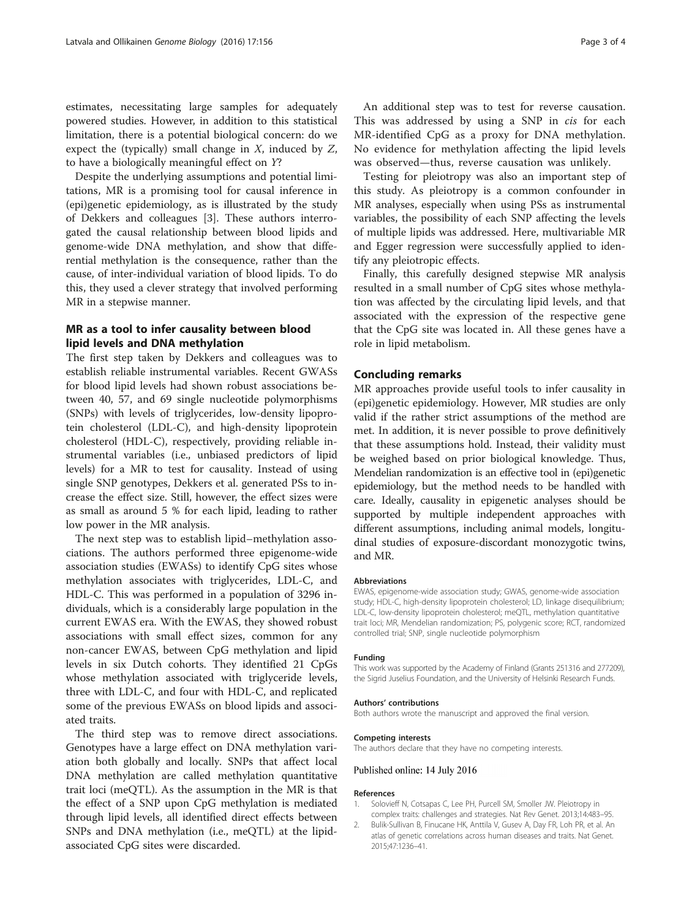estimates, necessitating large samples for adequately powered studies. However, in addition to this statistical limitation, there is a potential biological concern: do we expect the (typically) small change in $X$, induced by $Z$, to have a biologically meaningful effect on $Y$?

Despite the underlying assumptions and potential limitations, MR is a promising tool for causal inference in (epi)genetic epidemiology, as is illustrated by the study of Dekkers and colleagues [3]. These authors interrogated the causal relationship between blood lipids and genome-wide DNA methylation, and show that differential methylation is the consequence, rather than the cause, of inter-individual variation of blood lipids. To do this, they used a clever strategy that involved performing MR in a stepwise manner.

## MR as a tool to infer causality between blood lipid levels and DNA methylation

The first step taken by Dekkers and colleagues was to establish reliable instrumental variables. Recent GWASs for blood lipid levels had shown robust associations between 40, 57, and 69 single nucleotide polymorphisms (SNPs) with levels of triglycerides, low-density lipoprotein cholesterol (LDL-C), and high-density lipoprotein cholesterol (HDL-C), respectively, providing reliable instrumental variables (i.e., unbiased predictors of lipid levels) for a MR to test for causality. Instead of using single SNP genotypes, Dekkers et al. generated PSs to increase the effect size. Still, however, the effect sizes were as small as around 5 % for each lipid, leading to rather low power in the MR analysis.

The next step was to establish lipid–methylation associations. The authors performed three epigenome-wide association studies (EWASs) to identify CpG sites whose methylation associates with triglycerides, LDL-C, and HDL-C. This was performed in a population of 3296 individuals, which is a considerably large population in the current EWAS era. With the EWAS, they showed robust associations with small effect sizes, common for any non-cancer EWAS, between CpG methylation and lipid levels in six Dutch cohorts. They identified 21 CpGs whose methylation associated with triglyceride levels, three with LDL-C, and four with HDL-C, and replicated some of the previous EWASs on blood lipids and associated traits.

The third step was to remove direct associations. Genotypes have a large effect on DNA methylation variation both globally and locally. SNPs that affect local DNA methylation are called methylation quantitative trait loci (meQTL). As the assumption in the MR is that the effect of a SNP upon CpG methylation is mediated through lipid levels, all identified direct effects between SNPs and DNA methylation (i.e., meQTL) at the lipid-associated CpG sites were discarded.

An additional step was to test for reverse causation. This was addressed by using a SNP in *cis* for each MR-identified CpG as a proxy for DNA methylation. No evidence for methylation affecting the lipid levels was observed—thus, reverse causation was unlikely.

Testing for pleiotropy was also an important step of this study. As pleiotropy is a common confounder in MR analyses, especially when using PSs as instrumental variables, the possibility of each SNP affecting the levels of multiple lipids was addressed. Here, multivariable MR and Egger regression were successfully applied to identify any pleiotropic effects.

Finally, this carefully designed stepwise MR analysis resulted in a small number of CpG sites whose methylation was affected by the circulating lipid levels, and that associated with the expression of the respective gene that the CpG site was located in. All these genes have a role in lipid metabolism.

## Concluding remarks

MR approaches provide useful tools to infer causality in (epi)genetic epidemiology. However, MR studies are only valid if the rather strict assumptions of the method are met. In addition, it is never possible to prove definitively that these assumptions hold. Instead, their validity must be weighed based on prior biological knowledge. Thus, Mendelian randomization is an effective tool in (epi)genetic epidemiology, but the method needs to be handled with care. Ideally, causality in epigenetic analyses should be supported by multiple independent approaches with different assumptions, including animal models, longitudinal studies of exposure-discordant monozygotic twins, and MR.

#### Abbreviations

EWAS, epigenome-wide association study; GWAS, genome-wide association study; HDL-C, high-density lipoprotein cholesterol; LD, linkage disequilibrium; LDL-C, low-density lipoprotein cholesterol; meQTL, methylation quantitative trait loci; MR, Mendelian randomization; PS, polygenic score; RCT, randomized controlled trial; SNP, single nucleotide polymorphism

#### Funding

This work was supported by the Academy of Finland (Grants 251316 and 277209), the Sigrid Juselius Foundation, and the University of Helsinki Research Funds.

#### Authors' contributions

Both authors wrote the manuscript and approved the final version.

#### Competing interests

The authors declare that they have no competing interests.

Published online: 14 July 2016

#### References

1. Solovieff N, Cotsapas C, Lee PH, Purcell SM, Smoller JW. Pleiotropy in complex traits: challenges and strategies. Nat Rev Genet. 2013;14:483–95.
2. Bulik-Sullivan B, Finucane HK, Anttila V, Gusev A, Day FR, Loh PR, et al. An atlas of genetic correlations across human diseases and traits. Nat Genet. 2015;47:1236–41.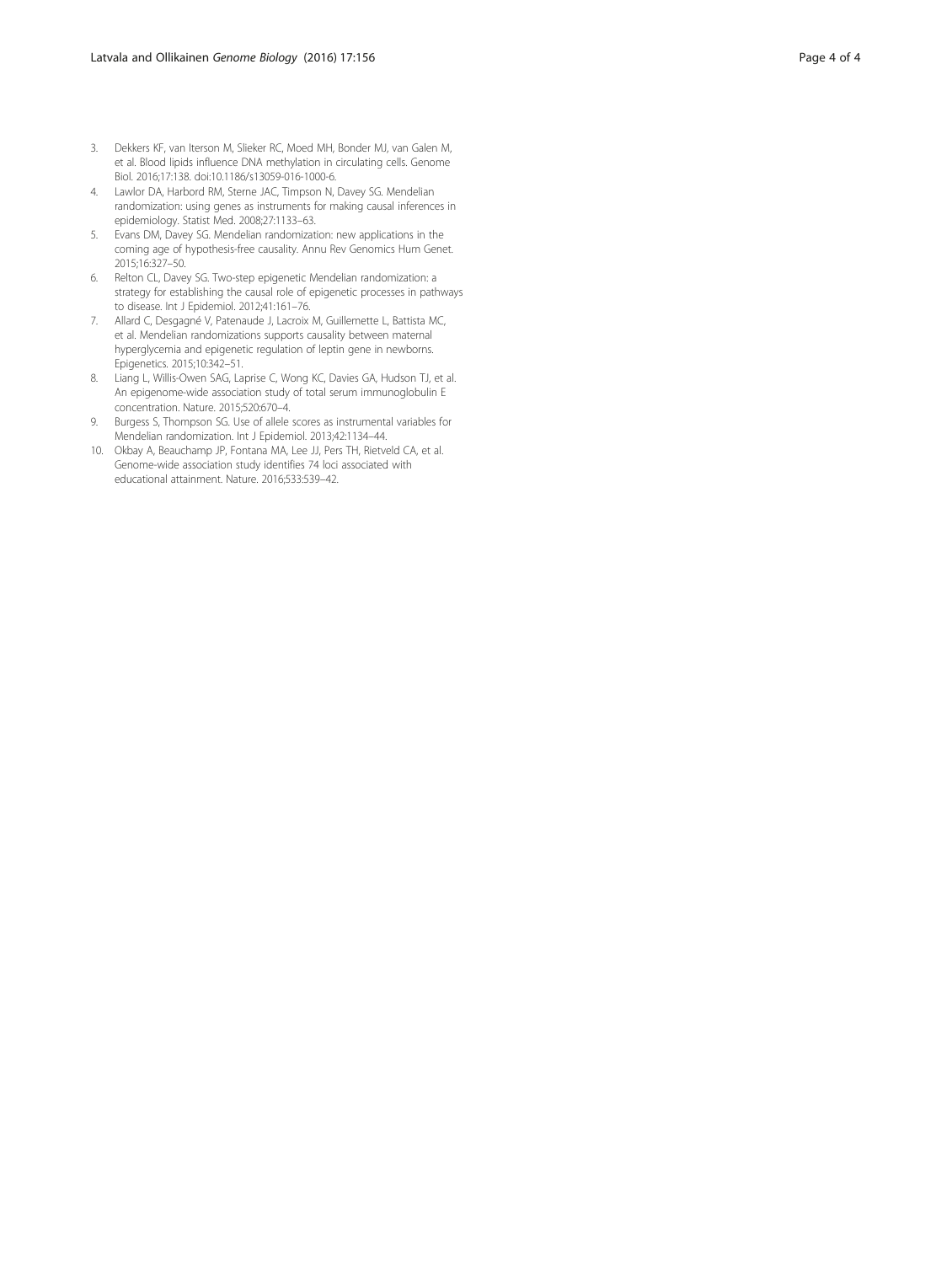3. Dekkers KF, van Iterson M, Slieker RC, Moed MH, Bonder MJ, van Galen M, et al. Blood lipids influence DNA methylation in circulating cells. Genome Biol. 2016;17:138. doi:10.1186/s13059-016-1000-6.
4. Lawlor DA, Harbord RM, Sterne JAC, Timpson N, Davey SG. Mendelian randomization: using genes as instruments for making causal inferences in epidemiology. Statist Med. 2008;27:1133–63.
5. Evans DM, Davey SG. Mendelian randomization: new applications in the coming age of hypothesis-free causality. Annu Rev Genomics Hum Genet. 2015;16:327–50.
6. Relton CL, Davey SG. Two-step epigenetic Mendelian randomization: a strategy for establishing the causal role of epigenetic processes in pathways to disease. Int J Epidemiol. 2012;41:161–76.
7. Allard C, Desgagné V, Patenaude J, Lacroix M, Guillemette L, Battista MC, et al. Mendelian randomizations supports causality between maternal hyperglycemia and epigenetic regulation of leptin gene in newborns. Epigenetics. 2015;10:342–51.
8. Liang L, Willis-Owen SAG, Laprise C, Wong KC, Davies GA, Hudson TJ, et al. An epigenome-wide association study of total serum immunoglobulin E concentration. Nature. 2015;520:670–4.
9. Burgess S, Thompson SG. Use of allele scores as instrumental variables for Mendelian randomization. Int J Epidemiol. 2013;42:1134–44.
10. Okbay A, Beauchamp JP, Fontana MA, Lee JJ, Pers TH, Rietveld CA, et al. Genome-wide association study identifies 74 loci associated with educational attainment. Nature. 2016;533:539–42.